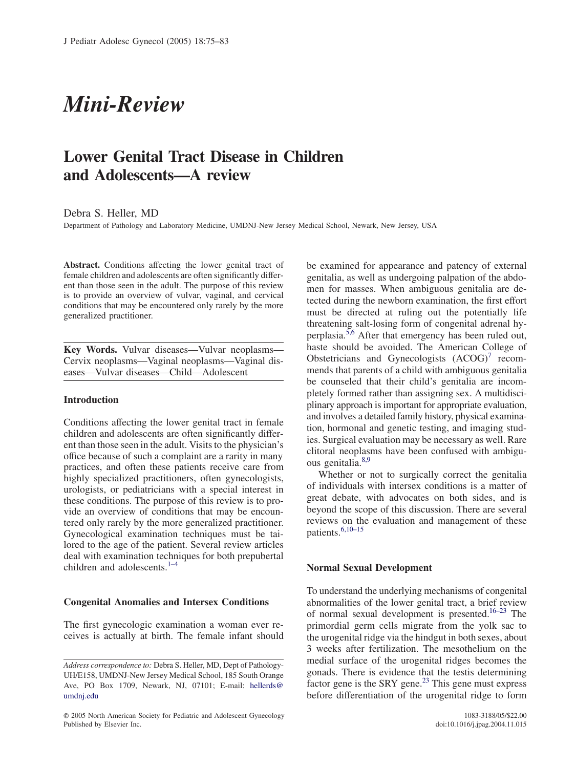# Mini-Review

## Lower Genital Tract Disease in Children and Adolescents—A review

Debra S. Heller, MD

Department of Pathology and Laboratory Medicine, UMDNJ-New Jersey Medical School, Newark, New Jersey, USA

**Abstract.** Conditions affecting the lower genital tract of female children and adolescents are often significantly different than those seen in the adult. The purpose of this review is to provide an overview of vulvar, vaginal, and cervical conditions that may be encountered only rarely by the more generalized practitioner.

**Key Words.** Vulvar diseases—Vulvar neoplasms—Cervix neoplasms—Vaginal neoplasms—Vaginal diseases—Vulvar diseases—Child—Adolescent

### Introduction

Conditions affecting the lower genital tract in female children and adolescents are often significantly different than those seen in the adult. Visits to the physician's office because of such a complaint are a rarity in many practices, and often these patients receive care from highly specialized practitioners, often gynecologists, urologists, or pediatricians with a special interest in these conditions. The purpose of this review is to provide an overview of conditions that may be encountered only rarely by the more generalized practitioner. Gynecological examination techniques must be tailored to the age of the patient. Several review articles deal with examination techniques for both prepubertal children and adolescents.[1–4]

### Congenital Anomalies and Intersex Conditions

The first gynecologic examination a woman ever receives is actually at birth. The female infant should be examined for appearance and patency of external genitalia, as well as undergoing palpation of the abdomen for masses. When ambiguous genitalia are detected during the newborn examination, the first effort must be directed at ruling out the potentially life threatening salt-losing form of congenital adrenal hyperplasia.[5,6] After that emergency has been ruled out, haste should be avoided. The American College of Obstetricians and Gynecologists (ACOG)[7] recommends that parents of a child with ambiguous genitalia be counseled that their child's genitalia are incompletely formed rather than assigning sex. A multidisciplinary approach is important for appropriate evaluation, and involves a detailed family history, physical examination, hormonal and genetic testing, and imaging studies. Surgical evaluation may be necessary as well. Rare clitoral neoplasms have been confused with ambiguous genitalia.[8,9]

Whether or not to surgically correct the genitalia of individuals with intersex conditions is a matter of great debate, with advocates on both sides, and is beyond the scope of this discussion. There are several reviews on the evaluation and management of these patients.[6,10–15]

### Normal Sexual Development

To understand the underlying mechanisms of congenital abnormalities of the lower genital tract, a brief review of normal sexual development is presented.[16–23] The primordial germ cells migrate from the yolk sac to the urogenital ridge via the hindgut in both sexes, about 3 weeks after fertilization. The mesothelium on the medial surface of the urogenital ridges becomes the gonads. There is evidence that the testis determining factor gene is the SRY gene.[23] This gene must express before differentiation of the urogenital ridge to form

*Address correspondence to:* Debra S. Heller, MD, Dept of Pathology-UH/E158, UMDNJ-New Jersey Medical School, 185 South Orange Ave, PO Box 1709, Newark, NJ, 07101; E-mail: hellerds@umdnj.edu

© 2005 North American Society for Pediatric and Adolescent Gynecology
Published by Elsevier Inc.

1083-3188/05/$22.00
doi:10.1016/j.jpag.2004.11.015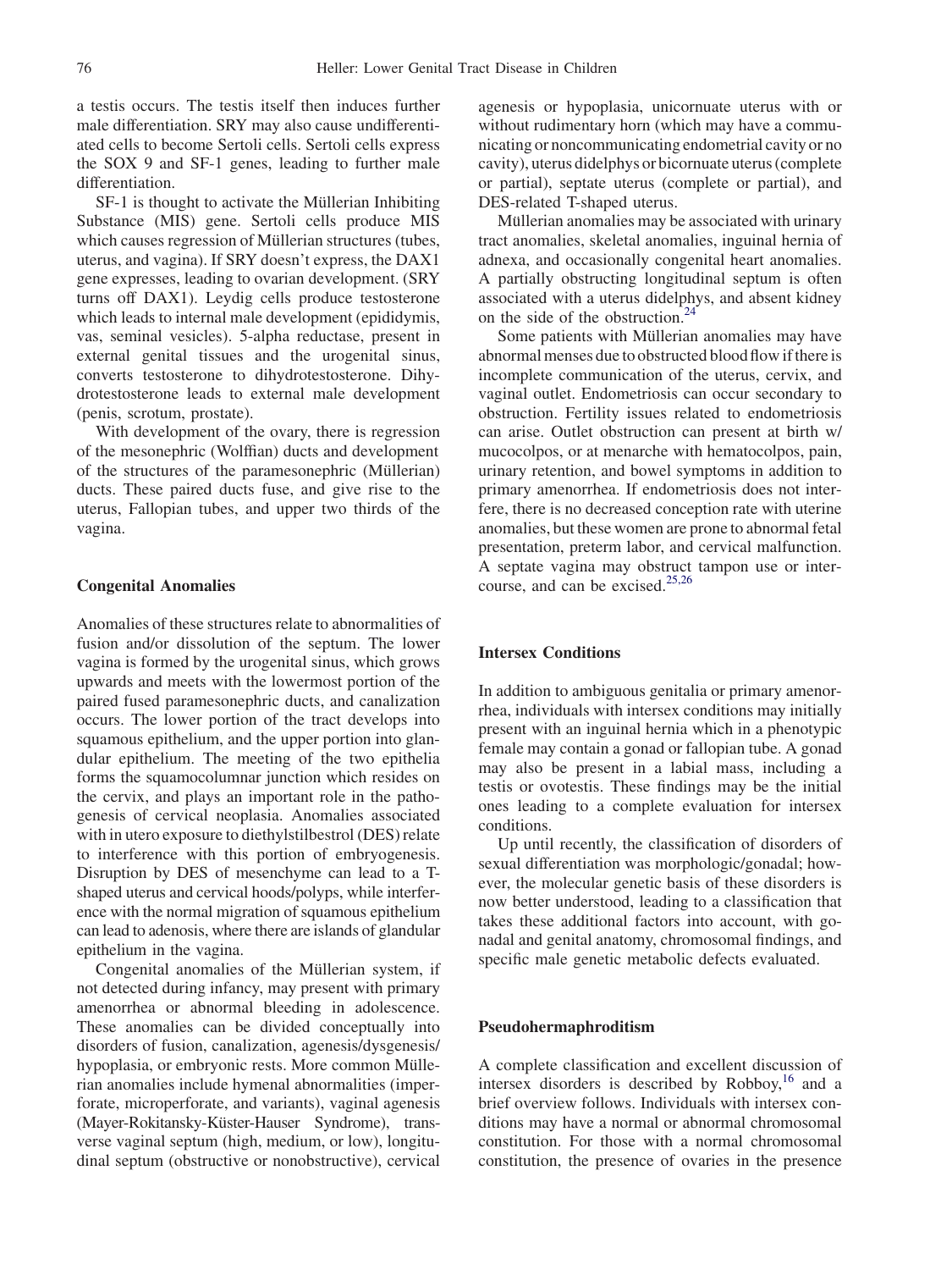a testis occurs. The testis itself then induces further male differentiation. SRY may also cause undifferentiated cells to become Sertoli cells. Sertoli cells express the SOX 9 and SF-1 genes, leading to further male differentiation.

SF-1 is thought to activate the Müllerian Inhibiting Substance (MIS) gene. Sertoli cells produce MIS which causes regression of Müllerian structures (tubes, uterus, and vagina). If SRY doesn't express, the DAX1 gene expresses, leading to ovarian development. (SRY turns off DAX1). Leydig cells produce testosterone which leads to internal male development (epididymis, vas, seminal vesicles). 5-alpha reductase, present in external genital tissues and the urogenital sinus, converts testosterone to dihydrotestosterone. Dihydrotestosterone leads to external male development (penis, scrotum, prostate).

With development of the ovary, there is regression of the mesonephric (Wolffian) ducts and development of the structures of the paramesonephric (Müllerian) ducts. These paired ducts fuse, and give rise to the uterus, Fallopian tubes, and upper two thirds of the vagina.

### Congenital Anomalies

Anomalies of these structures relate to abnormalities of fusion and/or dissolution of the septum. The lower vagina is formed by the urogenital sinus, which grows upwards and meets with the lowermost portion of the paired fused paramesonephric ducts, and canalization occurs. The lower portion of the tract develops into squamous epithelium, and the upper portion into glandular epithelium. The meeting of the two epithelia forms the squamocolumnar junction which resides on the cervix, and plays an important role in the pathogenesis of cervical neoplasia. Anomalies associated with in utero exposure to diethylstilbestrol (DES) relate to interference with this portion of embryogenesis. Disruption by DES of mesenchyme can lead to a T-shaped uterus and cervical hoods/polyps, while interference with the normal migration of squamous epithelium can lead to adenosis, where there are islands of glandular epithelium in the vagina.

Congenital anomalies of the Müllerian system, if not detected during infancy, may present with primary amenorrhea or abnormal bleeding in adolescence. These anomalies can be divided conceptually into disorders of fusion, canalization, agenesis/dysgenesis/hypoplasia, or embryonic rests. More common Müllerian anomalies include hymenal abnormalities (imperforate, microperforate, and variants), vaginal agenesis (Mayer-Rokitansky-Küster-Hauser Syndrome), transverse vaginal septum (high, medium, or low), longitudinal septum (obstructive or nonobstructive), cervical agenesis or hypoplasia, unicornuate uterus with or without rudimentary horn (which may have a communicating or noncommunicating endometrial cavity or no cavity), uterus didelphys or bicornuate uterus (complete or partial), septate uterus (complete or partial), and DES-related T-shaped uterus.

Müllerian anomalies may be associated with urinary tract anomalies, skeletal anomalies, inguinal hernia of adnexa, and occasionally congenital heart anomalies. A partially obstructing longitudinal septum is often associated with a uterus didelphys, and absent kidney on the side of the obstruction.[24]

Some patients with Müllerian anomalies may have abnormal menses due to obstructed blood flow if there is incomplete communication of the uterus, cervix, and vaginal outlet. Endometriosis can occur secondary to obstruction. Fertility issues related to endometriosis can arise. Outlet obstruction can present at birth w/ mucocolpos, or at menarche with hematocolpos, pain, urinary retention, and bowel symptoms in addition to primary amenorrhea. If endometriosis does not interfere, there is no decreased conception rate with uterine anomalies, but these women are prone to abnormal fetal presentation, preterm labor, and cervical malfunction. A septate vagina may obstruct tampon use or intercourse, and can be excised.[25,26]

### Intersex Conditions

In addition to ambiguous genitalia or primary amenorrhea, individuals with intersex conditions may initially present with an inguinal hernia which in a phenotypic female may contain a gonad or fallopian tube. A gonad may also be present in a labial mass, including a testis or ovotestis. These findings may be the initial ones leading to a complete evaluation for intersex conditions.

Up until recently, the classification of disorders of sexual differentiation was morphologic/gonadal; however, the molecular genetic basis of these disorders is now better understood, leading to a classification that takes these additional factors into account, with gonadal and genital anatomy, chromosomal findings, and specific male genetic metabolic defects evaluated.

### Pseudohermaphroditism

A complete classification and excellent discussion of intersex disorders is described by Robboy,[16] and a brief overview follows. Individuals with intersex conditions may have a normal or abnormal chromosomal constitution. For those with a normal chromosomal constitution, the presence of ovaries in the presence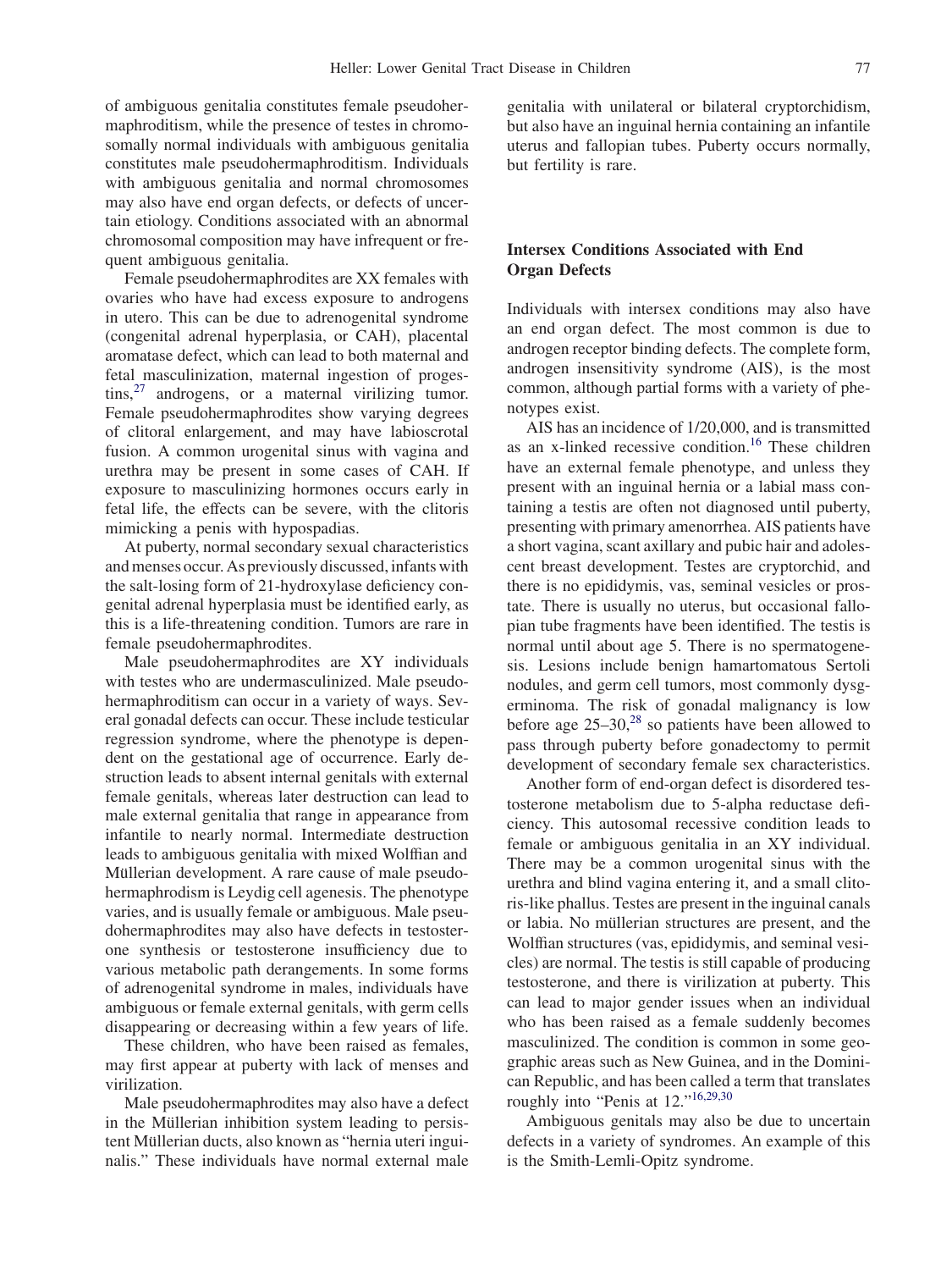of ambiguous genitalia constitutes female pseudohermaphroditism, while the presence of testes in chromosomally normal individuals with ambiguous genitalia constitutes male pseudohermaphroditism. Individuals with ambiguous genitalia and normal chromosomes may also have end organ defects, or defects of uncertain etiology. Conditions associated with an abnormal chromosomal composition may have infrequent or frequent ambiguous genitalia.

Female pseudohermaphrodites are XX females with ovaries who have had excess exposure to androgens in utero. This can be due to adrenogenital syndrome (congenital adrenal hyperplasia, or CAH), placental aromatase defect, which can lead to both maternal and fetal masculinization, maternal ingestion of progestins,[27] androgens, or a maternal virilizing tumor. Female pseudohermaphrodites show varying degrees of clitoral enlargement, and may have labioscrotal fusion. A common urogenital sinus with vagina and urethra may be present in some cases of CAH. If exposure to masculinizing hormones occurs early in fetal life, the effects can be severe, with the clitoris mimicking a penis with hypospadias.

At puberty, normal secondary sexual characteristics and menses occur. As previously discussed, infants with the salt-losing form of 21-hydroxylase deficiency congenital adrenal hyperplasia must be identified early, as this is a life-threatening condition. Tumors are rare in female pseudohermaphrodites.

Male pseudohermaphrodites are XY individuals with testes who are undermasculinized. Male pseudohermaphroditism can occur in a variety of ways. Several gonadal defects can occur. These include testicular regression syndrome, where the phenotype is dependent on the gestational age of occurrence. Early destruction leads to absent internal genitals with external female genitals, whereas later destruction can lead to male external genitalia that range in appearance from infantile to nearly normal. Intermediate destruction leads to ambiguous genitalia with mixed Wolffian and Müllerian development. A rare cause of male pseudohermaphrodism is Leydig cell agenesis. The phenotype varies, and is usually female or ambiguous. Male pseudohermaphrodites may also have defects in testosterone synthesis or testosterone insufficiency due to various metabolic path derangements. In some forms of adrenogenital syndrome in males, individuals have ambiguous or female external genitals, with germ cells disappearing or decreasing within a few years of life.

These children, who have been raised as females, may first appear at puberty with lack of menses and virilization.

Male pseudohermaphrodites may also have a defect in the Müllerian inhibition system leading to persistent Müllerian ducts, also known as "hernia uteri inguinalis." These individuals have normal external male genitalia with unilateral or bilateral cryptorchidism, but also have an inguinal hernia containing an infantile uterus and fallopian tubes. Puberty occurs normally, but fertility is rare.

## Intersex Conditions Associated with End Organ Defects

Individuals with intersex conditions may also have an end organ defect. The most common is due to androgen receptor binding defects. The complete form, androgen insensitivity syndrome (AIS), is the most common, although partial forms with a variety of phenotypes exist.

AIS has an incidence of 1/20,000, and is transmitted as an x-linked recessive condition.[16] These children have an external female phenotype, and unless they present with an inguinal hernia or a labial mass containing a testis are often not diagnosed until puberty, presenting with primary amenorrhea. AIS patients have a short vagina, scant axillary and pubic hair and adolescent breast development. Testes are cryptorchid, and there is no epididymis, vas, seminal vesicles or prostate. There is usually no uterus, but occasional fallopian tube fragments have been identified. The testis is normal until about age 5. There is no spermatogenesis. Lesions include benign hamartomatous Sertoli nodules, and germ cell tumors, most commonly dysgerminoma. The risk of gonadal malignancy is low before age 25–30,[28] so patients have been allowed to pass through puberty before gonadectomy to permit development of secondary female sex characteristics.

Another form of end-organ defect is disordered testosterone metabolism due to 5-alpha reductase deficiency. This autosomal recessive condition leads to female or ambiguous genitalia in an XY individual. There may be a common urogenital sinus with the urethra and blind vagina entering it, and a small clitoris-like phallus. Testes are present in the inguinal canals or labia. No müllerian structures are present, and the Wolffian structures (vas, epididymis, and seminal vesicles) are normal. The testis is still capable of producing testosterone, and there is virilization at puberty. This can lead to major gender issues when an individual who has been raised as a female suddenly becomes masculinized. The condition is common in some geographic areas such as New Guinea, and in the Dominican Republic, and has been called a term that translates roughly into "Penis at 12."[16,29,30]

Ambiguous genitals may also be due to uncertain defects in a variety of syndromes. An example of this is the Smith-Lemli-Opitz syndrome.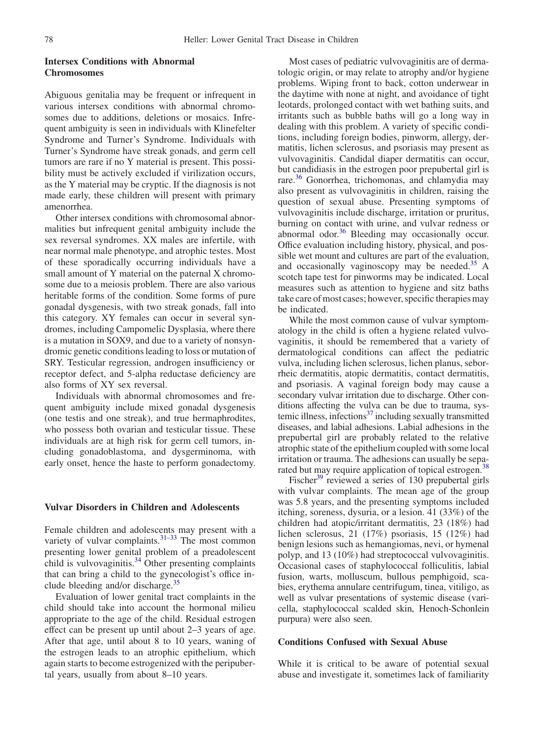### Intersex Conditions with Abnormal Chromosomes

Abiguous genitalia may be frequent or infrequent in various intersex conditions with abnormal chromosomes due to additions, deletions or mosaics. Infrequent ambiguity is seen in individuals with Klinefelter Syndrome and Turner's Syndrome. Individuals with Turner's Syndrome have streak gonads, and germ cell tumors are rare if no Y material is present. This possibility must be actively excluded if virilization occurs, as the Y material may be cryptic. If the diagnosis is not made early, these children will present with primary amenorrhea.

Other intersex conditions with chromosomal abnormalities but infrequent genital ambiguity include the sex reversal syndromes. XX males are infertile, with near normal male phenotype, and atrophic testes. Most of these sporadically occurring individuals have a small amount of Y material on the paternal X chromosome due to a meiosis problem. There are also various heritable forms of the condition. Some forms of pure gonadal dysgenesis, with two streak gonads, fall into this category. XY females can occur in several syndromes, including Campomelic Dysplasia, where there is a mutation in SOX9, and due to a variety of nonsyndromic genetic conditions leading to loss or mutation of SRY. Testicular regression, androgen insufficiency or receptor defect, and 5-alpha reductase deficiency are also forms of XY sex reversal.

Individuals with abnormal chromosomes and frequent ambiguity include mixed gonadal dysgenesis (one testis and one streak), and true hermaphrodites, who possess both ovarian and testicular tissue. These individuals are at high risk for germ cell tumors, including gonadoblastoma, and dysgerminoma, with early onset, hence the haste to perform gonadectomy.

## Vulvar Disorders in Children and Adolescents

Female children and adolescents may present with a variety of vulvar complaints.[31–33] The most common presenting lower genital problem of a preadolescent child is vulvovaginitis.[34] Other presenting complaints that can bring a child to the gynecologist's office include bleeding and/or discharge.[35]

Evaluation of lower genital tract complaints in the child should take into account the hormonal milieu appropriate to the age of the child. Residual estrogen effect can be present up until about 2–3 years of age. After that age, until about 8 to 10 years, waning of the estrogen leads to an atrophic epithelium, which again starts to become estrogenized with the peripubertal years, usually from about 8–10 years.

Most cases of pediatric vulvovaginitis are of dermatologic origin, or may relate to atrophy and/or hygiene problems. Wiping front to back, cotton underwear in the daytime with none at night, and avoidance of tight leotards, prolonged contact with wet bathing suits, and irritants such as bubble baths will go a long way in dealing with this problem. A variety of specific conditions, including foreign bodies, pinworm, allergy, dermatitis, lichen sclerosus, and psoriasis may present as vulvovaginitis. Candidal diaper dermatitis can occur, but candidiasis in the estrogen poor prepubertal girl is rare.[36] Gonorrhea, trichomonas, and chlamydia may also present as vulvovaginitis in children, raising the question of sexual abuse. Presenting symptoms of vulvovaginitis include discharge, irritation or pruritus, burning on contact with urine, and vulvar redness or abnormal odor.[36] Bleeding may occasionally occur. Office evaluation including history, physical, and possible wet mount and cultures are part of the evaluation, and occasionally vaginoscopy may be needed.[35] A scotch tape test for pinworms may be indicated. Local measures such as attention to hygiene and sitz baths take care of most cases; however, specific therapies may be indicated.

While the most common cause of vulvar symptomatology in the child is often a hygiene related vulvovaginitis, it should be remembered that a variety of dermatological conditions can affect the pediatric vulva, including lichen sclerosus, lichen planus, seborrheic dermatitis, atopic dermatitis, contact dermatitis, and psoriasis. A vaginal foreign body may cause a secondary vulvar irritation due to discharge. Other conditions affecting the vulva can be due to trauma, systemic illness, infections[37] including sexually transmitted diseases, and labial adhesions. Labial adhesions in the prepubertal girl are probably related to the relative atrophic state of the epithelium coupled with some local irritation or trauma. The adhesions can usually be separated but may require application of topical estrogen.[38]

Fischer[39] reviewed a series of 130 prepubertal girls with vulvar complaints. The mean age of the group was 5.8 years, and the presenting symptoms included itching, soreness, dysuria, or a lesion. 41 (33%) of the children had atopic/irritant dermatitis, 23 (18%) had lichen sclerosus, 21 (17%) psoriasis, 15 (12%) had benign lesions such as hemangiomas, nevi, or hymenal polyp, and 13 (10%) had streptococcal vulvovaginitis. Occasional cases of staphylococcal folliculitis, labial fusion, warts, molluscum, bullous pemphigoid, scabies, erythema annulare centrifugum, tinea, vitiligo, as well as vulvar presentations of systemic disease (varicella, staphylococcal scalded skin, Henoch-Schonlein purpura) were also seen.

### Conditions Confused with Sexual Abuse

While it is critical to be aware of potential sexual abuse and investigate it, sometimes lack of familiarity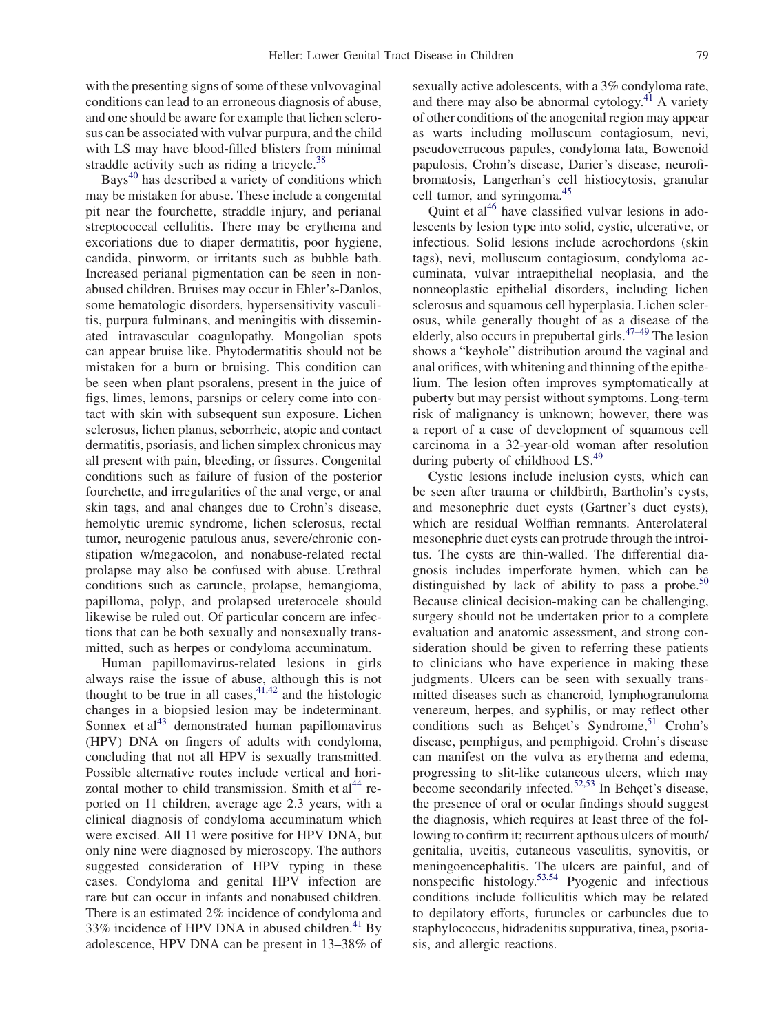with the presenting signs of some of these vulvovaginal conditions can lead to an erroneous diagnosis of abuse, and one should be aware for example that lichen sclerosus can be associated with vulvar purpura, and the child with LS may have blood-filled blisters from minimal straddle activity such as riding a tricycle.[38]

Bays[40] has described a variety of conditions which may be mistaken for abuse. These include a congenital pit near the fourchette, straddle injury, and perianal streptococcal cellulitis. There may be erythema and excoriations due to diaper dermatitis, poor hygiene, candida, pinworm, or irritants such as bubble bath. Increased perianal pigmentation can be seen in nonabused children. Bruises may occur in Ehler's-Danlos, some hematologic disorders, hypersensitivity vasculitis, purpura fulminans, and meningitis with disseminated intravascular coagulopathy. Mongolian spots can appear bruise like. Phytodermatitis should not be mistaken for a burn or bruising. This condition can be seen when plant psoralens, present in the juice of figs, limes, lemons, parsnips or celery come into contact with skin with subsequent sun exposure. Lichen sclerosus, lichen planus, seborrheic, atopic and contact dermatitis, psoriasis, and lichen simplex chronicus may all present with pain, bleeding, or fissures. Congenital conditions such as failure of fusion of the posterior fourchette, and irregularities of the anal verge, or anal skin tags, and anal changes due to Crohn's disease, hemolytic uremic syndrome, lichen sclerosus, rectal tumor, neurogenic patulous anus, severe/chronic constipation w/megacolon, and nonabuse-related rectal prolapse may also be confused with abuse. Urethral conditions such as caruncle, prolapse, hemangioma, papilloma, polyp, and prolapsed ureterocele should likewise be ruled out. Of particular concern are infections that can be both sexually and nonsexually transmitted, such as herpes or condyloma accuminatum.

Human papillomavirus-related lesions in girls always raise the issue of abuse, although this is not thought to be true in all cases,[41,42] and the histologic changes in a biopsied lesion may be indeterminant. Sonnex et al[43] demonstrated human papillomavirus (HPV) DNA on fingers of adults with condyloma, concluding that not all HPV is sexually transmitted. Possible alternative routes include vertical and horizontal mother to child transmission. Smith et al[44] reported on 11 children, average age 2.3 years, with a clinical diagnosis of condyloma accuminatum which were excised. All 11 were positive for HPV DNA, but only nine were diagnosed by microscopy. The authors suggested consideration of HPV typing in these cases. Condyloma and genital HPV infection are rare but can occur in infants and nonabused children. There is an estimated 2% incidence of condyloma and 33% incidence of HPV DNA in abused children.[41] By adolescence, HPV DNA can be present in 13–38% of sexually active adolescents, with a 3% condyloma rate, and there may also be abnormal cytology.[41] A variety of other conditions of the anogenital region may appear as warts including molluscum contagiosum, nevi, pseudoverrucous papules, condyloma lata, Bowenoid papulosis, Crohn's disease, Darier's disease, neurofibromatosis, Langerhan's cell histiocytosis, granular cell tumor, and syringoma.[45]

Quint et al[46] have classified vulvar lesions in adolescents by lesion type into solid, cystic, ulcerative, or infectious. Solid lesions include acrochordons (skin tags), nevi, molluscum contagiosum, condyloma accuminata, vulvar intraepithelial neoplasia, and the nonneoplastic epithelial disorders, including lichen sclerosus and squamous cell hyperplasia. Lichen sclerosus, while generally thought of as a disease of the elderly, also occurs in prepubertal girls.[47–49] The lesion shows a "keyhole" distribution around the vaginal and anal orifices, with whitening and thinning of the epithelium. The lesion often improves symptomatically at puberty but may persist without symptoms. Long-term risk of malignancy is unknown; however, there was a report of a case of development of squamous cell carcinoma in a 32-year-old woman after resolution during puberty of childhood LS.[49]

Cystic lesions include inclusion cysts, which can be seen after trauma or childbirth, Bartholin's cysts, and mesonephric duct cysts (Gartner's duct cysts), which are residual Wolffian remnants. Anterolateral mesonephric duct cysts can protrude through the introitus. The cysts are thin-walled. The differential diagnosis includes imperforate hymen, which can be distinguished by lack of ability to pass a probe.[50] Because clinical decision-making can be challenging, surgery should not be undertaken prior to a complete evaluation and anatomic assessment, and strong consideration should be given to referring these patients to clinicians who have experience in making these judgments. Ulcers can be seen with sexually transmitted diseases such as chancroid, lymphogranuloma venereum, herpes, and syphilis, or may reflect other conditions such as Behçet's Syndrome,[51] Crohn's disease, pemphigus, and pemphigoid. Crohn's disease can manifest on the vulva as erythema and edema, progressing to slit-like cutaneous ulcers, which may become secondarily infected.[52,53] In Behçet's disease, the presence of oral or ocular findings should suggest the diagnosis, which requires at least three of the following to confirm it; recurrent apthous ulcers of mouth/genitalia, uveitis, cutaneous vasculitis, synovitis, or meningoencephalitis. The ulcers are painful, and of nonspecific histology.[53,54] Pyogenic and infectious conditions include folliculitis which may be related to depilatory efforts, furuncles or carbuncles due to staphylococcus, hidradenitis suppurativa, tinea, psoriasis, and allergic reactions.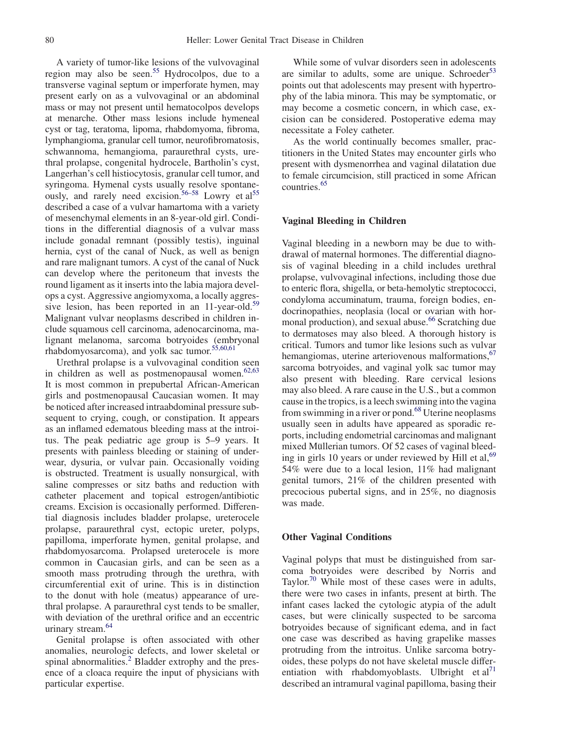A variety of tumor-like lesions of the vulvovaginal region may also be seen.[55] Hydrocolpos, due to a transverse vaginal septum or imperforate hymen, may present early on as a vulvovaginal or an abdominal mass or may not present until hematocolpos develops at menarche. Other mass lesions include hymeneal cyst or tag, teratoma, lipoma, rhabdomyoma, fibroma, lymphangioma, granular cell tumor, neurofibromatosis, schwannoma, hemangioma, paraurethral cysts, urethral prolapse, congenital hydrocele, Bartholin's cyst, Langerhan's cell histiocytosis, granular cell tumor, and syringoma. Hymenal cysts usually resolve spontaneously, and rarely need excision.[56–58] Lowry et al[55] described a case of a vulvar hamartoma with a variety of mesenchymal elements in an 8-year-old girl. Conditions in the differential diagnosis of a vulvar mass include gonadal remnant (possibly testis), inguinal hernia, cyst of the canal of Nuck, as well as benign and rare malignant tumors. A cyst of the canal of Nuck can develop where the peritoneum that invests the round ligament as it inserts into the labia majora develops a cyst. Aggressive angiomyxoma, a locally aggressive lesion, has been reported in an 11-year-old.[59] Malignant vulvar neoplasms described in children include squamous cell carcinoma, adenocarcinoma, malignant melanoma, sarcoma botryoides (embryonal rhabdomyosarcoma), and yolk sac tumor.[55,60,61]

Urethral prolapse is a vulvovaginal condition seen in children as well as postmenopausal women.[62,63] It is most common in prepubertal African-American girls and postmenopausal Caucasian women. It may be noticed after increased intraabdominal pressure subsequent to crying, cough, or constipation. It appears as an inflamed edematous bleeding mass at the introitus. The peak pediatric age group is 5–9 years. It presents with painless bleeding or staining of underwear, dysuria, or vulvar pain. Occasionally voiding is obstructed. Treatment is usually nonsurgical, with saline compresses or sitz baths and reduction with catheter placement and topical estrogen/antibiotic creams. Excision is occasionally performed. Differential diagnosis includes bladder prolapse, ureterocele prolapse, paraurethral cyst, ectopic ureter, polyps, papilloma, imperforate hymen, genital prolapse, and rhabdomyosarcoma. Prolapsed ureterocele is more common in Caucasian girls, and can be seen as a smooth mass protruding through the urethra, with circumferential exit of urine. This is in distinction to the donut with hole (meatus) appearance of urethral prolapse. A paraurethral cyst tends to be smaller, with deviation of the urethral orifice and an eccentric urinary stream.[64]

Genital prolapse is often associated with other anomalies, neurologic defects, and lower skeletal or spinal abnormalities.[2] Bladder extrophy and the presence of a cloaca require the input of physicians with particular expertise.

While some of vulvar disorders seen in adolescents are similar to adults, some are unique. Schroeder[53] points out that adolescents may present with hypertrophy of the labia minora. This may be symptomatic, or may become a cosmetic concern, in which case, excision can be considered. Postoperative edema may necessitate a Foley catheter.

As the world continually becomes smaller, practitioners in the United States may encounter girls who present with dysmenorrhea and vaginal dilatation due to female circumcision, still practiced in some African countries.[65]

### Vaginal Bleeding in Children

Vaginal bleeding in a newborn may be due to withdrawal of maternal hormones. The differential diagnosis of vaginal bleeding in a child includes urethral prolapse, vulvovaginal infections, including those due to enteric flora, shigella, or beta-hemolytic streptococci, condyloma accuminatum, trauma, foreign bodies, endocrinopathies, neoplasia (local or ovarian with hormonal production), and sexual abuse.[66] Scratching due to dermatoses may also bleed. A thorough history is critical. Tumors and tumor like lesions such as vulvar hemangiomas, uterine arteriovenous malformations,[67] sarcoma botryoides, and vaginal yolk sac tumor may also present with bleeding. Rare cervical lesions may also bleed. A rare cause in the U.S., but a common cause in the tropics, is a leech swimming into the vagina from swimming in a river or pond.[68] Uterine neoplasms usually seen in adults have appeared as sporadic reports, including endometrial carcinomas and malignant mixed Müllerian tumors. Of 52 cases of vaginal bleeding in girls 10 years or under reviewed by Hill et al,[69] 54% were due to a local lesion, 11% had malignant genital tumors, 21% of the children presented with precocious pubertal signs, and in 25%, no diagnosis was made.

### Other Vaginal Conditions

Vaginal polyps that must be distinguished from sarcoma botryoides were described by Norris and Taylor.[70] While most of these cases were in adults, there were two cases in infants, present at birth. The infant cases lacked the cytologic atypia of the adult cases, but were clinically suspected to be sarcoma botryoides because of significant edema, and in fact one case was described as having grapelike masses protruding from the introitus. Unlike sarcoma botryoides, these polyps do not have skeletal muscle differentiation with rhabdomyoblasts. Ulbright et al[71] described an intramural vaginal papilloma, basing their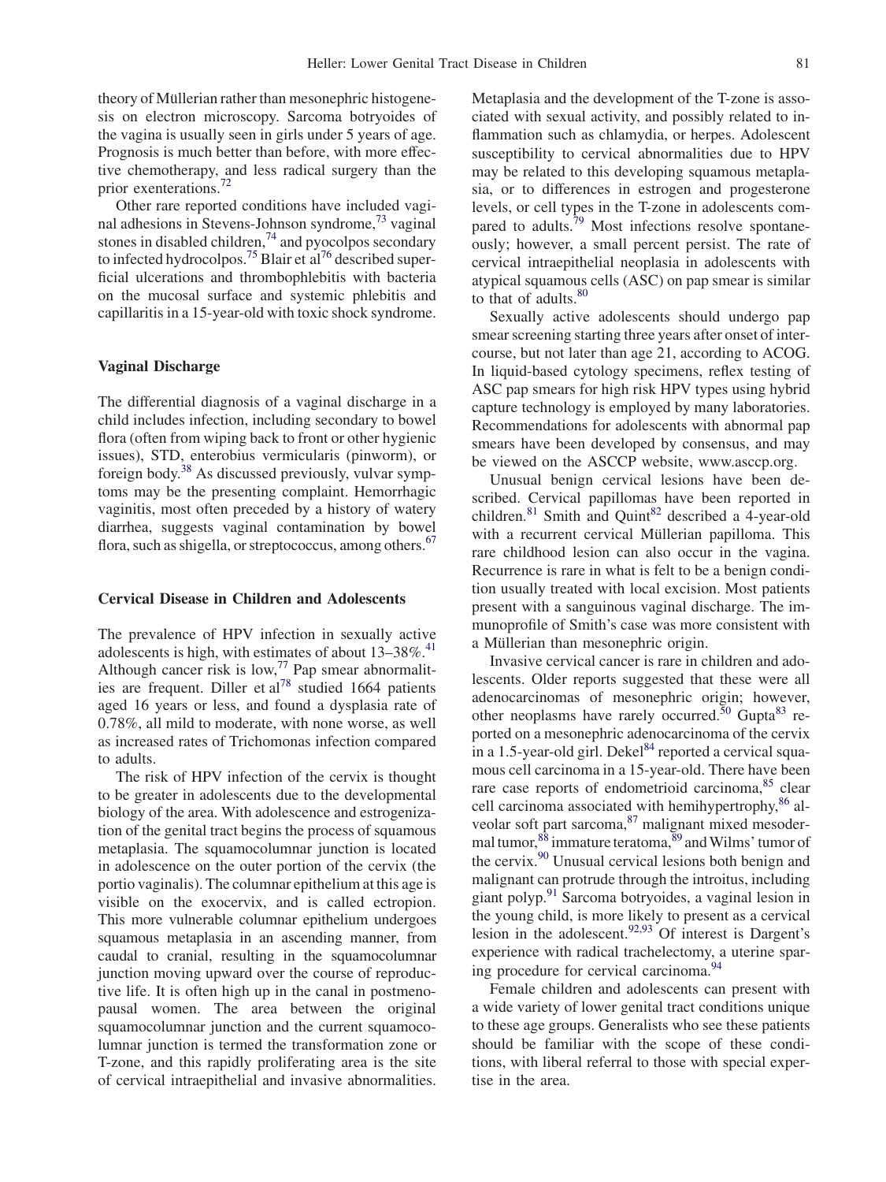theory of Müllerian rather than mesonephric histogenesis on electron microscopy. Sarcoma botryoides of the vagina is usually seen in girls under 5 years of age. Prognosis is much better than before, with more effective chemotherapy, and less radical surgery than the prior exenterations.[72]

Other rare reported conditions have included vaginal adhesions in Stevens-Johnson syndrome,[73] vaginal stones in disabled children,[74] and pyocolpos secondary to infected hydrocolpos.[75] Blair et al[76] described superficial ulcerations and thrombophlebitis with bacteria on the mucosal surface and systemic phlebitis and capillaritis in a 15-year-old with toxic shock syndrome.

### Vaginal Discharge

The differential diagnosis of a vaginal discharge in a child includes infection, including secondary to bowel flora (often from wiping back to front or other hygienic issues), STD, enterobius vermicularis (pinworm), or foreign body.[38] As discussed previously, vulvar symptoms may be the presenting complaint. Hemorrhagic vaginitis, most often preceded by a history of watery diarrhea, suggests vaginal contamination by bowel flora, such as shigella, or streptococcus, among others.[67]

### Cervical Disease in Children and Adolescents

The prevalence of HPV infection in sexually active adolescents is high, with estimates of about 13–38%.[41] Although cancer risk is low,[77] Pap smear abnormalities are frequent. Diller et al[78] studied 1664 patients aged 16 years or less, and found a dysplasia rate of 0.78%, all mild to moderate, with none worse, as well as increased rates of Trichomonas infection compared to adults.

The risk of HPV infection of the cervix is thought to be greater in adolescents due to the developmental biology of the area. With adolescence and estrogenization of the genital tract begins the process of squamous metaplasia. The squamocolumnar junction is located in adolescence on the outer portion of the cervix (the portio vaginalis). The columnar epithelium at this age is visible on the exocervix, and is called ectropion. This more vulnerable columnar epithelium undergoes squamous metaplasia in an ascending manner, from caudal to cranial, resulting in the squamocolumnar junction moving upward over the course of reproductive life. It is often high up in the canal in postmenopausal women. The area between the original squamocolumnar junction and the current squamocolumnar junction is termed the transformation zone or T-zone, and this rapidly proliferating area is the site of cervical intraepithelial and invasive abnormalities. Metaplasia and the development of the T-zone is associated with sexual activity, and possibly related to inflammation such as chlamydia, or herpes. Adolescent susceptibility to cervical abnormalities due to HPV may be related to this developing squamous metaplasia, or to differences in estrogen and progesterone levels, or cell types in the T-zone in adolescents compared to adults.[79] Most infections resolve spontaneously; however, a small percent persist. The rate of cervical intraepithelial neoplasia in adolescents with atypical squamous cells (ASC) on pap smear is similar to that of adults.[80]

Sexually active adolescents should undergo pap smear screening starting three years after onset of intercourse, but not later than age 21, according to ACOG. In liquid-based cytology specimens, reflex testing of ASC pap smears for high risk HPV types using hybrid capture technology is employed by many laboratories. Recommendations for adolescents with abnormal pap smears have been developed by consensus, and may be viewed on the ASCCP website, www.asccp.org.

Unusual benign cervical lesions have been described. Cervical papillomas have been reported in children.[81] Smith and Quint[82] described a 4-year-old with a recurrent cervical Müllerian papilloma. This rare childhood lesion can also occur in the vagina. Recurrence is rare in what is felt to be a benign condition usually treated with local excision. Most patients present with a sanguinous vaginal discharge. The immunoprofile of Smith's case was more consistent with a Müllerian than mesonephric origin.

Invasive cervical cancer is rare in children and adolescents. Older reports suggested that these were all adenocarcinomas of mesonephric origin; however, other neoplasms have rarely occurred.[50] Gupta[83] reported on a mesonephric adenocarcinoma of the cervix in a 1.5-year-old girl. Dekel[84] reported a cervical squamous cell carcinoma in a 15-year-old. There have been rare case reports of endometrioid carcinoma,[85] clear cell carcinoma associated with hemihypertrophy,[86] alveolar soft part sarcoma,[87] malignant mixed mesodermal tumor,[88] immature teratoma,[89] and Wilms' tumor of the cervix.[90] Unusual cervical lesions both benign and malignant can protrude through the introitus, including giant polyp.[91] Sarcoma botryoides, a vaginal lesion in the young child, is more likely to present as a cervical lesion in the adolescent.[92,93] Of interest is Dargent's experience with radical trachelectomy, a uterine sparing procedure for cervical carcinoma.[94]

Female children and adolescents can present with a wide variety of lower genital tract conditions unique to these age groups. Generalists who see these patients should be familiar with the scope of these conditions, with liberal referral to those with special expertise in the area.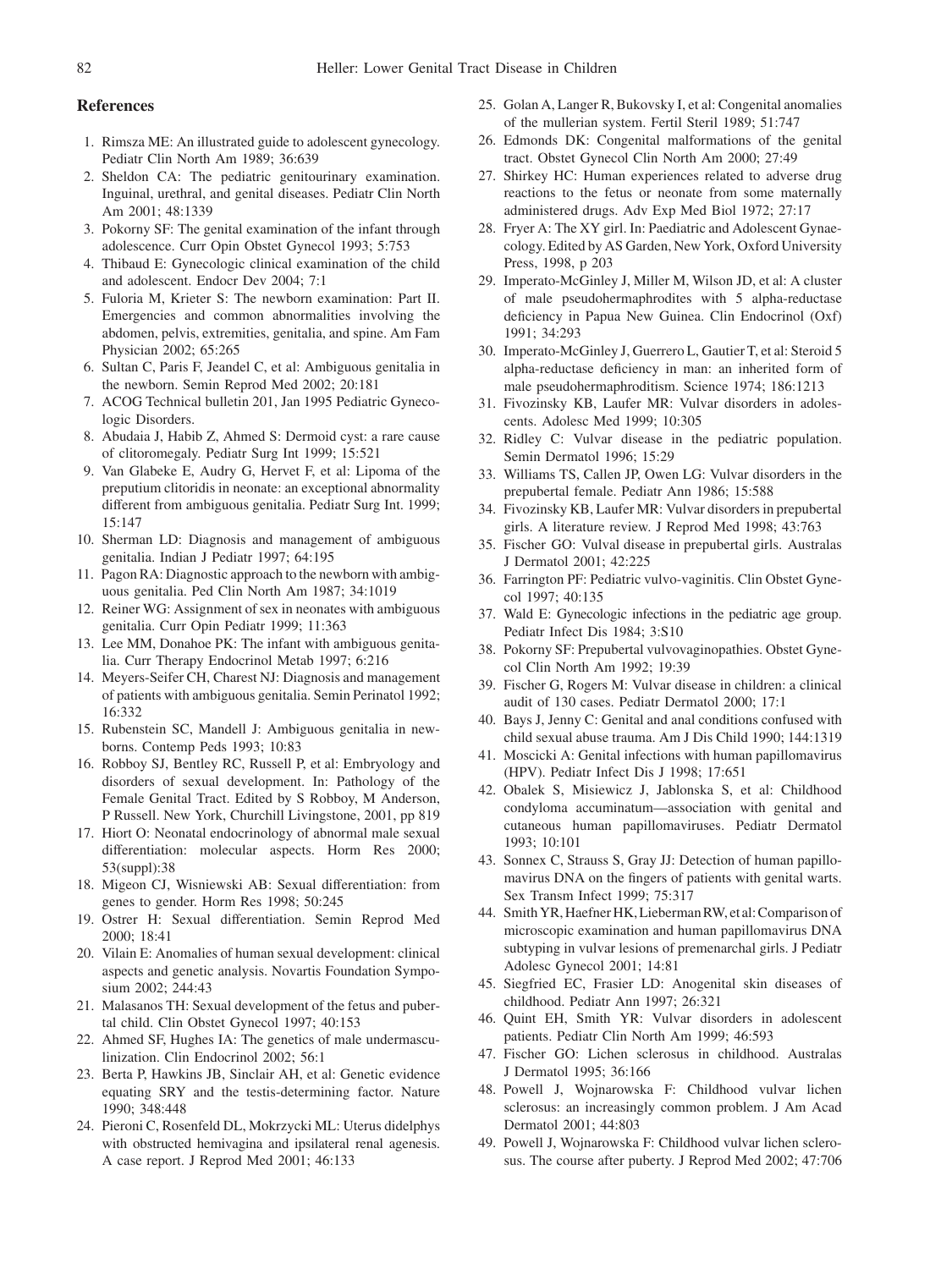## References

1. Rimsza ME: An illustrated guide to adolescent gynecology. Pediatr Clin North Am 1989; 36:639
2. Sheldon CA: The pediatric genitourinary examination. Inguinal, urethral, and genital diseases. Pediatr Clin North Am 2001; 48:1339
3. Pokorny SF: The genital examination of the infant through adolescence. Curr Opin Obstet Gynecol 1993; 5:753
4. Thibaud E: Gynecologic clinical examination of the child and adolescent. Endocr Dev 2004; 7:1
5. Fuloria M, Krieter S: The newborn examination: Part II. Emergencies and common abnormalities involving the abdomen, pelvis, extremities, genitalia, and spine. Am Fam Physician 2002; 65:265
6. Sultan C, Paris F, Jeandel C, et al: Ambiguous genitalia in the newborn. Semin Reprod Med 2002; 20:181
7. ACOG Technical bulletin 201, Jan 1995 Pediatric Gynecologic Disorders.
8. Abudaia J, Habib Z, Ahmed S: Dermoid cyst: a rare cause of clitoromegaly. Pediatr Surg Int 1999; 15:521
9. Van Glabeke E, Audry G, Hervet F, et al: Lipoma of the preputium clitoridis in neonate: an exceptional abnormality different from ambiguous genitalia. Pediatr Surg Int. 1999; 15:147
10. Sherman LD: Diagnosis and management of ambiguous genitalia. Indian J Pediatr 1997; 64:195
11. Pagon RA: Diagnostic approach to the newborn with ambiguous genitalia. Ped Clin North Am 1987; 34:1019
12. Reiner WG: Assignment of sex in neonates with ambiguous genitalia. Curr Opin Pediatr 1999; 11:363
13. Lee MM, Donahoe PK: The infant with ambiguous genitalia. Curr Therapy Endocrinol Metab 1997; 6:216
14. Meyers-Seifer CH, Charest NJ: Diagnosis and management of patients with ambiguous genitalia. Semin Perinatol 1992; 16:332
15. Rubenstein SC, Mandell J: Ambiguous genitalia in newborns. Contemp Peds 1993; 10:83
16. Robboy SJ, Bentley RC, Russell P, et al: Embryology and disorders of sexual development. In: Pathology of the Female Genital Tract. Edited by S Robboy, M Anderson, P Russell. New York, Churchill Livingstone, 2001, pp 819
17. Hiort O: Neonatal endocrinology of abnormal male sexual differentiation: molecular aspects. Horm Res 2000; 53(suppl):38
18. Migeon CJ, Wisniewski AB: Sexual differentiation: from genes to gender. Horm Res 1998; 50:245
19. Ostrer H: Sexual differentiation. Semin Reprod Med 2000; 18:41
20. Vilain E: Anomalies of human sexual development: clinical aspects and genetic analysis. Novartis Foundation Symposium 2002; 244:43
21. Malasanos TH: Sexual development of the fetus and pubertal child. Clin Obstet Gynecol 1997; 40:153
22. Ahmed SF, Hughes IA: The genetics of male undermasculinization. Clin Endocrinol 2002; 56:1
23. Berta P, Hawkins JB, Sinclair AH, et al: Genetic evidence equating SRY and the testis-determining factor. Nature 1990; 348:448
24. Pieroni C, Rosenfeld DL, Mokrzycki ML: Uterus didelphys with obstructed hemivagina and ipsilateral renal agenesis. A case report. J Reprod Med 2001; 46:133
25. Golan A, Langer R, Bukovsky I, et al: Congenital anomalies of the mullerian system. Fertil Steril 1989; 51:747
26. Edmonds DK: Congenital malformations of the genital tract. Obstet Gynecol Clin North Am 2000; 27:49
27. Shirkey HC: Human experiences related to adverse drug reactions to the fetus or neonate from some maternally administered drugs. Adv Exp Med Biol 1972; 27:17
28. Fryer A: The XY girl. In: Paediatric and Adolescent Gynaecology. Edited by AS Garden, New York, Oxford University Press, 1998, p 203
29. Imperato-McGinley J, Miller M, Wilson JD, et al: A cluster of male pseudohermaphrodites with 5 alpha-reductase deficiency in Papua New Guinea. Clin Endocrinol (Oxf) 1991; 34:293
30. Imperato-McGinley J, Guerrero L, Gautier T, et al: Steroid 5 alpha-reductase deficiency in man: an inherited form of male pseudohermaphroditism. Science 1974; 186:1213
31. Fivozinsky KB, Laufer MR: Vulvar disorders in adolescents. Adolesc Med 1999; 10:305
32. Ridley C: Vulvar disease in the pediatric population. Semin Dermatol 1996; 15:29
33. Williams TS, Callen JP, Owen LG: Vulvar disorders in the prepubertal female. Pediatr Ann 1986; 15:588
34. Fivozinsky KB, Laufer MR: Vulvar disorders in prepubertal girls. A literature review. J Reprod Med 1998; 43:763
35. Fischer GO: Vulval disease in prepubertal girls. Australas J Dermatol 2001; 42:225
36. Farrington PF: Pediatric vulvo-vaginitis. Clin Obstet Gynecol 1997; 40:135
37. Wald E: Gynecologic infections in the pediatric age group. Pediatr Infect Dis 1984; 3:S10
38. Pokorny SF: Prepubertal vulvovaginopathies. Obstet Gynecol Clin North Am 1992; 19:39
39. Fischer G, Rogers M: Vulvar disease in children: a clinical audit of 130 cases. Pediatr Dermatol 2000; 17:1
40. Bays J, Jenny C: Genital and anal conditions confused with child sexual abuse trauma. Am J Dis Child 1990; 144:1319
41. Moscicki A: Genital infections with human papillomavirus (HPV). Pediatr Infect Dis J 1998; 17:651
42. Obalek S, Misiewicz J, Jablonska S, et al: Childhood condyloma acuminatum—association with genital and cutaneous human papillomaviruses. Pediatr Dermatol 1993; 10:101
43. Sonnex C, Strauss S, Gray JJ: Detection of human papillomavirus DNA on the fingers of patients with genital warts. Sex Transm Infect 1999; 75:317
44. Smith YR, Haefner HK, Lieberman RW, et al: Comparison of microscopic examination and human papillomavirus DNA subtyping in vulvar lesions of premenarchal girls. J Pediatr Adolesc Gynecol 2001; 14:81
45. Siegfried EC, Frasier LD: Anogenital skin diseases of childhood. Pediatr Ann 1997; 26:321
46. Quint EH, Smith YR: Vulvar disorders in adolescent patients. Pediatr Clin North Am 1999; 46:593
47. Fischer GO: Lichen sclerosus in childhood. Australas J Dermatol 1995; 36:166
48. Powell J, Wojnarowska F: Childhood vulvar lichen sclerosus: an increasingly common problem. J Am Acad Dermatol 2001; 44:803
49. Powell J, Wojnarowska F: Childhood vulvar lichen sclerosus. The course after puberty. J Reprod Med 2002; 47:706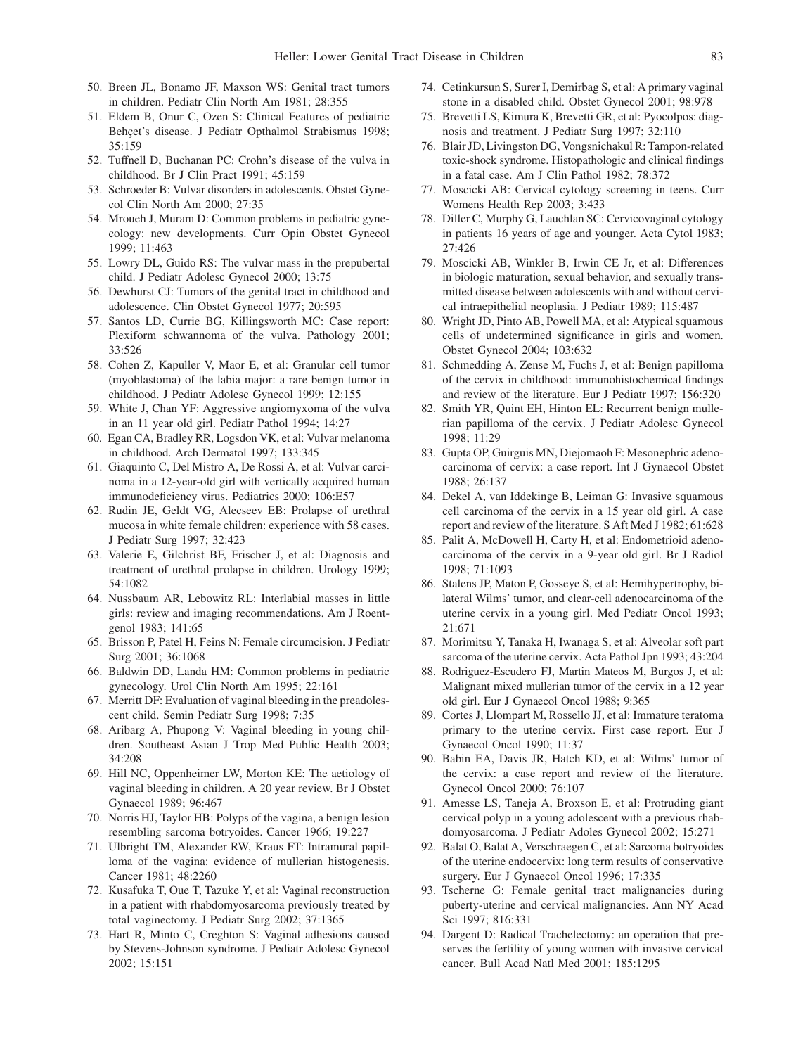50. Breen JL, Bonamo JF, Maxson WS: Genital tract tumors in children. Pediatr Clin North Am 1981; 28:355
51. Eldem B, Onur C, Ozen S: Clinical Features of pediatric Behçet's disease. J Pediatr Opthalmol Strabismus 1998; 35:159
52. Tuffnell D, Buchanan PC: Crohn's disease of the vulva in childhood. Br J Clin Pract 1991; 45:159
53. Schroeder B: Vulvar disorders in adolescents. Obstet Gynecol Clin North Am 2000; 27:35
54. Mroueh J, Muram D: Common problems in pediatric gynecology: new developments. Curr Opin Obstet Gynecol 1999; 11:463
55. Lowry DL, Guido RS: The vulvar mass in the prepubertal child. J Pediatr Adolesc Gynecol 2000; 13:75
56. Dewhurst CJ: Tumors of the genital tract in childhood and adolescence. Clin Obstet Gynecol 1977; 20:595
57. Santos LD, Currie BG, Killingsworth MC: Case report: Plexiform schwannoma of the vulva. Pathology 2001; 33:526
58. Cohen Z, Kapuller V, Maor E, et al: Granular cell tumor (myoblastoma) of the labia major: a rare benign tumor in childhood. J Pediatr Adolesc Gynecol 1999; 12:155
59. White J, Chan YF: Aggressive angiomyxoma of the vulva in an 11 year old girl. Pediatr Pathol 1994; 14:27
60. Egan CA, Bradley RR, Logsdon VK, et al: Vulvar melanoma in childhood. Arch Dermatol 1997; 133:345
61. Giaquinto C, Del Mistro A, De Rossi A, et al: Vulvar carcinoma in a 12-year-old girl with vertically acquired human immunodeficiency virus. Pediatrics 2000; 106:E57
62. Rudin JE, Geldt VG, Alecseev EB: Prolapse of urethral mucosa in white female children: experience with 58 cases. J Pediatr Surg 1997; 32:423
63. Valerie E, Gilchrist BF, Frischer J, et al: Diagnosis and treatment of urethral prolapse in children. Urology 1999; 54:1082
64. Nussbaum AR, Lebowitz RL: Interlabial masses in little girls: review and imaging recommendations. Am J Roentgenol 1983; 141:65
65. Brisson P, Patel H, Feins N: Female circumcision. J Pediatr Surg 2001; 36:1068
66. Baldwin DD, Landa HM: Common problems in pediatric gynecology. Urol Clin North Am 1995; 22:161
67. Merritt DF: Evaluation of vaginal bleeding in the preadolescent child. Semin Pediatr Surg 1998; 7:35
68. Aribarg A, Phupong V: Vaginal bleeding in young children. Southeast Asian J Trop Med Public Health 2003; 34:208
69. Hill NC, Oppenheimer LW, Morton KE: The aetiology of vaginal bleeding in children. A 20 year review. Br J Obstet Gynaecol 1989; 96:467
70. Norris HJ, Taylor HB: Polyps of the vagina, a benign lesion resembling sarcoma botryoides. Cancer 1966; 19:227
71. Ulbright TM, Alexander RW, Kraus FT: Intramural papilloma of the vagina: evidence of mullerian histogenesis. Cancer 1981; 48:2260
72. Kusafuka T, Oue T, Tazuke Y, et al: Vaginal reconstruction in a patient with rhabdomyosarcoma previously treated by total vaginectomy. J Pediatr Surg 2002; 37:1365
73. Hart R, Minto C, Creghton S: Vaginal adhesions caused by Stevens-Johnson syndrome. J Pediatr Adolesc Gynecol 2002; 15:151
74. Cetinkursun S, Surer I, Demirbag S, et al: A primary vaginal stone in a disabled child. Obstet Gynecol 2001; 98:978
75. Brevetti LS, Kimura K, Brevetti GR, et al: Pyocolpos: diagnosis and treatment. J Pediatr Surg 1997; 32:110
76. Blair JD, Livingston DG, Vongsnichakul R: Tampon-related toxic-shock syndrome. Histopathologic and clinical findings in a fatal case. Am J Clin Pathol 1982; 78:372
77. Moscicki AB: Cervical cytology screening in teens. Curr Womens Health Rep 2003; 3:433
78. Diller C, Murphy G, Lauchlan SC: Cervicovaginal cytology in patients 16 years of age and younger. Acta Cytol 1983; 27:426
79. Moscicki AB, Winkler B, Irwin CE Jr, et al: Differences in biologic maturation, sexual behavior, and sexually transmitted disease between adolescents with and without cervical intraepithelial neoplasia. J Pediatr 1989; 115:487
80. Wright JD, Pinto AB, Powell MA, et al: Atypical squamous cells of undetermined significance in girls and women. Obstet Gynecol 2004; 103:632
81. Schmedding A, Zense M, Fuchs J, et al: Benign papilloma of the cervix in childhood: immunohistochemical findings and review of the literature. Eur J Pediatr 1997; 156:320
82. Smith YR, Quint EH, Hinton EL: Recurrent benign mullerian papilloma of the cervix. J Pediatr Adolesc Gynecol 1998; 11:29
83. Gupta OP, Guirguis MN, Diejomaoh F: Mesonephric adenocarcinoma of cervix: a case report. Int J Gynaecol Obstet 1988; 26:137
84. Dekel A, van Iddekinge B, Leiman G: Invasive squamous cell carcinoma of the cervix in a 15 year old girl. A case report and review of the literature. S Aft Med J 1982; 61:628
85. Palit A, McDowell H, Carty H, et al: Endometrioid adenocarcinoma of the cervix in a 9-year old girl. Br J Radiol 1998; 71:1093
86. Stalens JP, Maton P, Gosseye S, et al: Hemihypertrophy, bilateral Wilms' tumor, and clear-cell adenocarcinoma of the uterine cervix in a young girl. Med Pediatr Oncol 1993; 21:671
87. Morimitsu Y, Tanaka H, Iwanaga S, et al: Alveolar soft part sarcoma of the uterine cervix. Acta Pathol Jpn 1993; 43:204
88. Rodriguez-Escudero FJ, Martin Mateos M, Burgos J, et al: Malignant mixed mullerian tumor of the cervix in a 12 year old girl. Eur J Gynaecol Oncol 1988; 9:365
89. Cortes J, Llompart M, Rossello JJ, et al: Immature teratoma primary to the uterine cervix. First case report. Eur J Gynaecol Oncol 1990; 11:37
90. Babin EA, Davis JR, Hatch KD, et al: Wilms' tumor of the cervix: a case report and review of the literature. Gynecol Oncol 2000; 76:107
91. Amesse LS, Taneja A, Broxson E, et al: Protruding giant cervical polyp in a young adolescent with a previous rhabdomyosarcoma. J Pediatr Adoles Gynecol 2002; 15:271
92. Balat O, Balat A, Verschraegen C, et al: Sarcoma botryoides of the uterine endocervix: long term results of conservative surgery. Eur J Gynaecol Oncol 1996; 17:335
93. Tscherne G: Female genital tract malignancies during puberty-uterine and cervical malignancies. Ann NY Acad Sci 1997; 816:331
94. Dargent D: Radical Trachelectomy: an operation that preserves the fertility of young women with invasive cervical cancer. Bull Acad Natl Med 2001; 185:1295